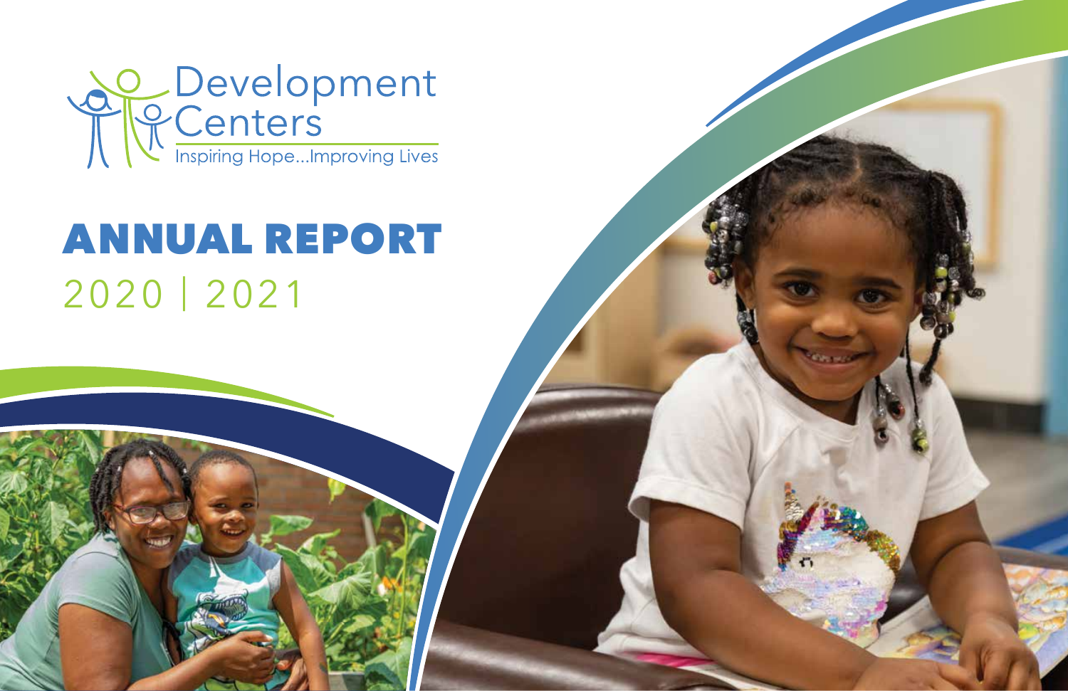Development Centers

Inspiring Hope...Improving Lives

# ANNUAL REPORT

## 2020 | 2021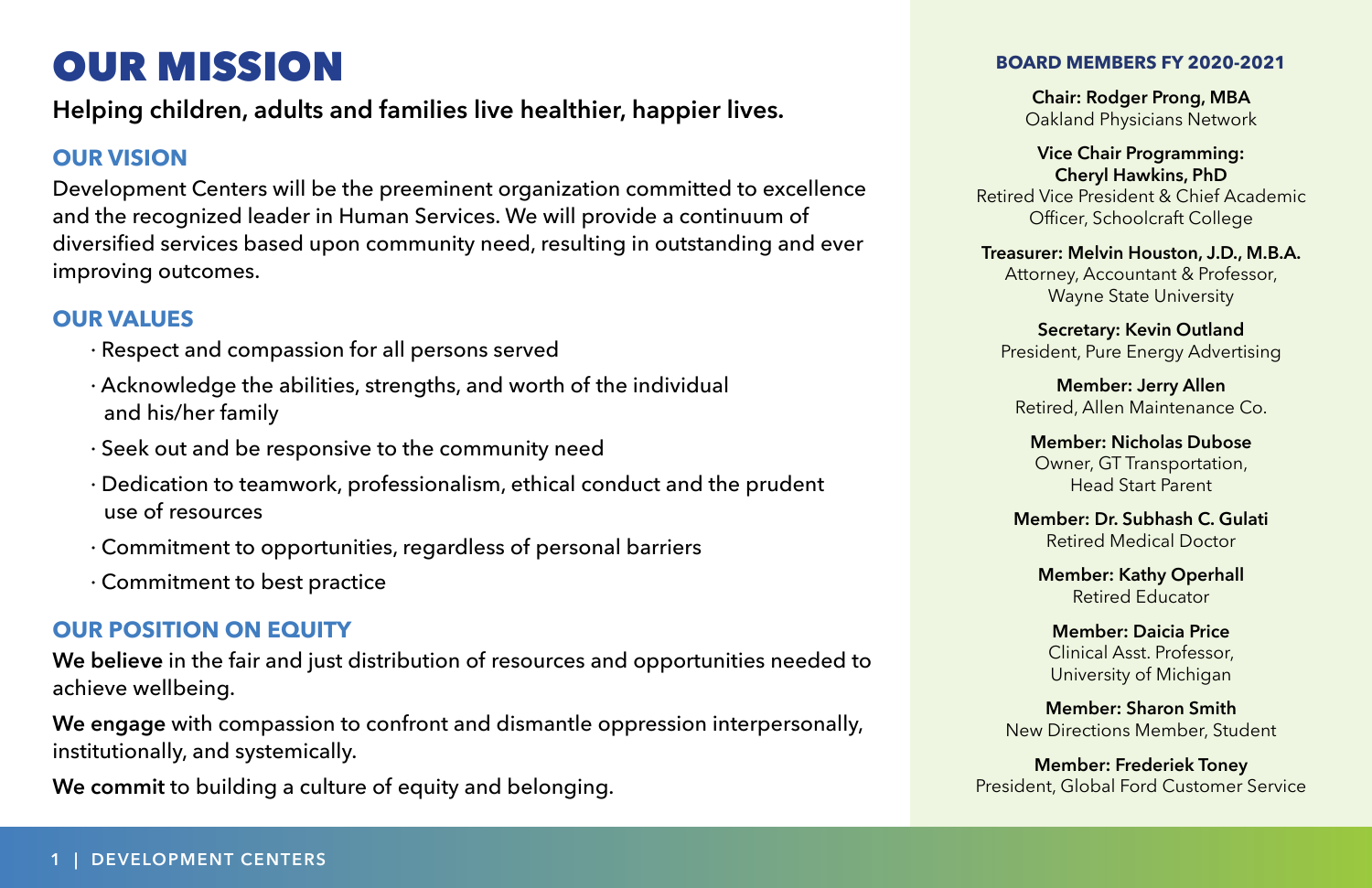# OUR MISSION

**Helping children, adults and families live healthier, happier lives.**

## OUR VISION

Development Centers will be the preeminent organization committed to excellence and the recognized leader in Human Services. We will provide a continuum of diversified services based upon community need, resulting in outstanding and ever improving outcomes.

## OUR VALUES

- Respect and compassion for all persons served
- Acknowledge the abilities, strengths, and worth of the individual and his/her family
- Seek out and be responsive to the community need
- Dedication to teamwork, professionalism, ethical conduct and the prudent use of resources
- Commitment to opportunities, regardless of personal barriers
- Commitment to best practice

## OUR POSITION ON EQUITY

**We believe** in the fair and just distribution of resources and opportunities needed to achieve wellbeing.

**We engage** with compassion to confront and dismantle oppression interpersonally, institutionally, and systemically.

**We commit** to building a culture of equity and belonging.

## BOARD MEMBERS FY 2020-2021

**Chair: Rodger Prong, MBA**
Oakland Physicians Network

**Vice Chair Programming: Cheryl Hawkins, PhD**
Retired Vice President & Chief Academic Officer, Schoolcraft College

**Treasurer: Melvin Houston, J.D., M.B.A.**
Attorney, Accountant & Professor, Wayne State University

**Secretary: Kevin Outland**
President, Pure Energy Advertising

**Member: Jerry Allen**
Retired, Allen Maintenance Co.

**Member: Nicholas Dubose**
Owner, GT Transportation, Head Start Parent

**Member: Dr. Subhash C. Gulati**
Retired Medical Doctor

**Member: Kathy Operhall**
Retired Educator

**Member: Daicia Price**
Clinical Asst. Professor, University of Michigan

**Member: Sharon Smith**
New Directions Member, Student

**Member: Frederiek Toney**
President, Global Ford Customer Service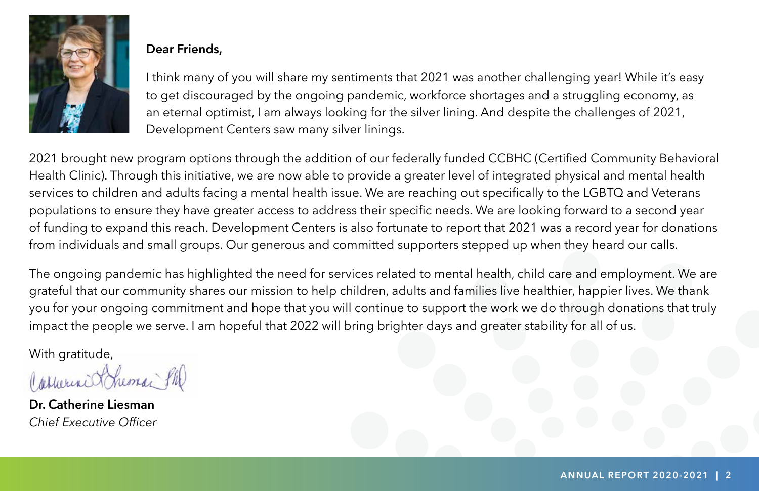**Dear Friends,**

I think many of you will share my sentiments that 2021 was another challenging year! While it's easy to get discouraged by the ongoing pandemic, workforce shortages and a struggling economy, as an eternal optimist, I am always looking for the silver lining. And despite the challenges of 2021, Development Centers saw many silver linings.

2021 brought new program options through the addition of our federally funded CCBHC (Certified Community Behavioral Health Clinic). Through this initiative, we are now able to provide a greater level of integrated physical and mental health services to children and adults facing a mental health issue. We are reaching out specifically to the LGBTQ and Veterans populations to ensure they have greater access to address their specific needs. We are looking forward to a second year of funding to expand this reach. Development Centers is also fortunate to report that 2021 was a record year for donations from individuals and small groups. Our generous and committed supporters stepped up when they heard our calls.

The ongoing pandemic has highlighted the need for services related to mental health, child care and employment. We are grateful that our community shares our mission to help children, adults and families live healthier, happier lives. We thank you for your ongoing commitment and hope that you will continue to support the work we do through donations that truly impact the people we serve. I am hopeful that 2022 will bring brighter days and greater stability for all of us.

With gratitude,

**Dr. Catherine Liesman**
*Chief Executive Officer*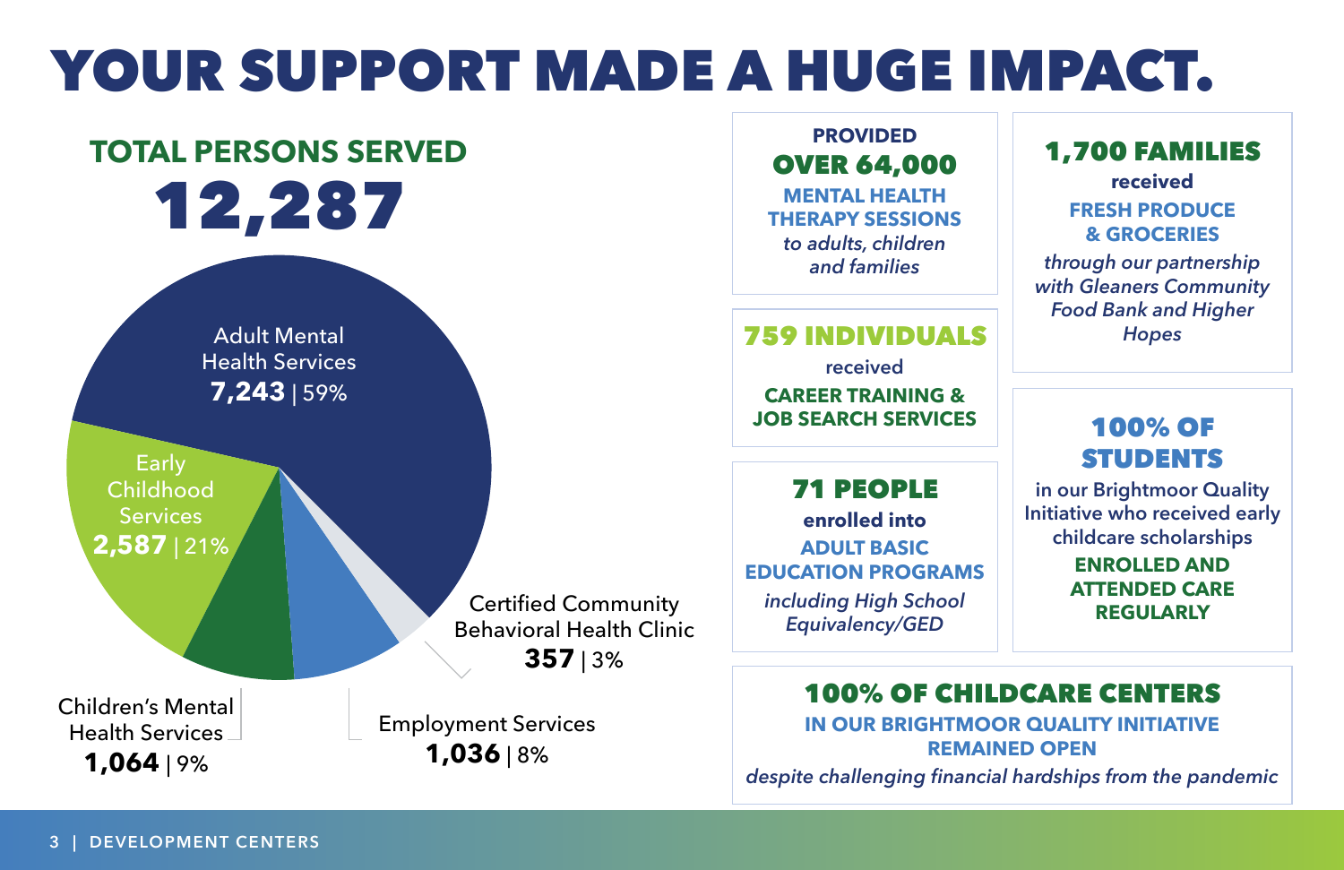# YOUR SUPPORT MADE A HUGE IMPACT.

## TOTAL PERSONS SERVED

**12,287**

| Service | Persons | Percent |
| --- | --- | --- |
| Adult Mental Health Services | 7,243 | 59% |
| Early Childhood Services | 2,587 | 21% |
| Children's Mental Health Services | 1,064 | 9% |
| Employment Services | 1,036 | 8% |
| Certified Community Behavioral Health Clinic | 357 | 3% |

**PROVIDED OVER 64,000 MENTAL HEALTH THERAPY SESSIONS** *to adults, children and families*

**759 INDIVIDUALS** received **CAREER TRAINING & JOB SEARCH SERVICES**

**71 PEOPLE** enrolled into **ADULT BASIC EDUCATION PROGRAMS** *including High School Equivalency/GED*

**1,700 FAMILIES** received **FRESH PRODUCE & GROCERIES** *through our partnership with Gleaners Community Food Bank and Higher Hopes*

**100% OF STUDENTS** in our Brightmoor Quality Initiative who received early childcare scholarships **ENROLLED AND ATTENDED CARE REGULARLY**

**100% OF CHILDCARE CENTERS IN OUR BRIGHTMOOR QUALITY INITIATIVE REMAINED OPEN** *despite challenging financial hardships from the pandemic*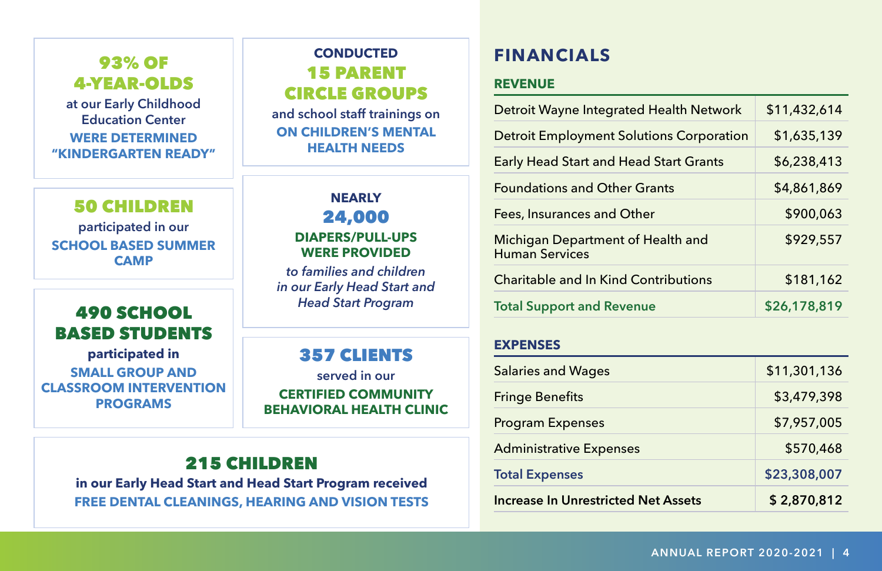**93% OF 4-YEAR-OLDS**

at our Early Childhood Education Center

**WERE DETERMINED "KINDERGARTEN READY"**

**CONDUCTED 15 PARENT CIRCLE GROUPS**

and school staff trainings on

**ON CHILDREN'S MENTAL HEALTH NEEDS**

**50 CHILDREN**

participated in our

**SCHOOL BASED SUMMER CAMP**

**NEARLY 24,000 DIAPERS/PULL-UPS WERE PROVIDED**

*to families and children in our Early Head Start and Head Start Program*

**490 SCHOOL BASED STUDENTS**

**participated in**

**SMALL GROUP AND CLASSROOM INTERVENTION PROGRAMS**

**357 CLIENTS**

served in our

**CERTIFIED COMMUNITY BEHAVIORAL HEALTH CLINIC**

**215 CHILDREN**

**in our Early Head Start and Head Start Program received**

**FREE DENTAL CLEANINGS, HEARING AND VISION TESTS**

# FINANCIALS

## REVENUE

| | |
|---|---:|
| Detroit Wayne Integrated Health Network | $11,432,614 |
| Detroit Employment Solutions Corporation | $1,635,139 |
| Early Head Start and Head Start Grants | $6,238,413 |
| Foundations and Other Grants | $4,861,869 |
| Fees, Insurances and Other | $900,063 |
| Michigan Department of Health and Human Services | $929,557 |
| Charitable and In Kind Contributions | $181,162 |
| **Total Support and Revenue** | **$26,178,819** |

## EXPENSES

| | |
|---|---:|
| Salaries and Wages | $11,301,136 |
| Fringe Benefits | $3,479,398 |
| Program Expenses | $7,957,005 |
| Administrative Expenses | $570,468 |
| **Total Expenses** | **$23,308,007** |
| **Increase In Unrestricted Net Assets** | **$ 2,870,812** |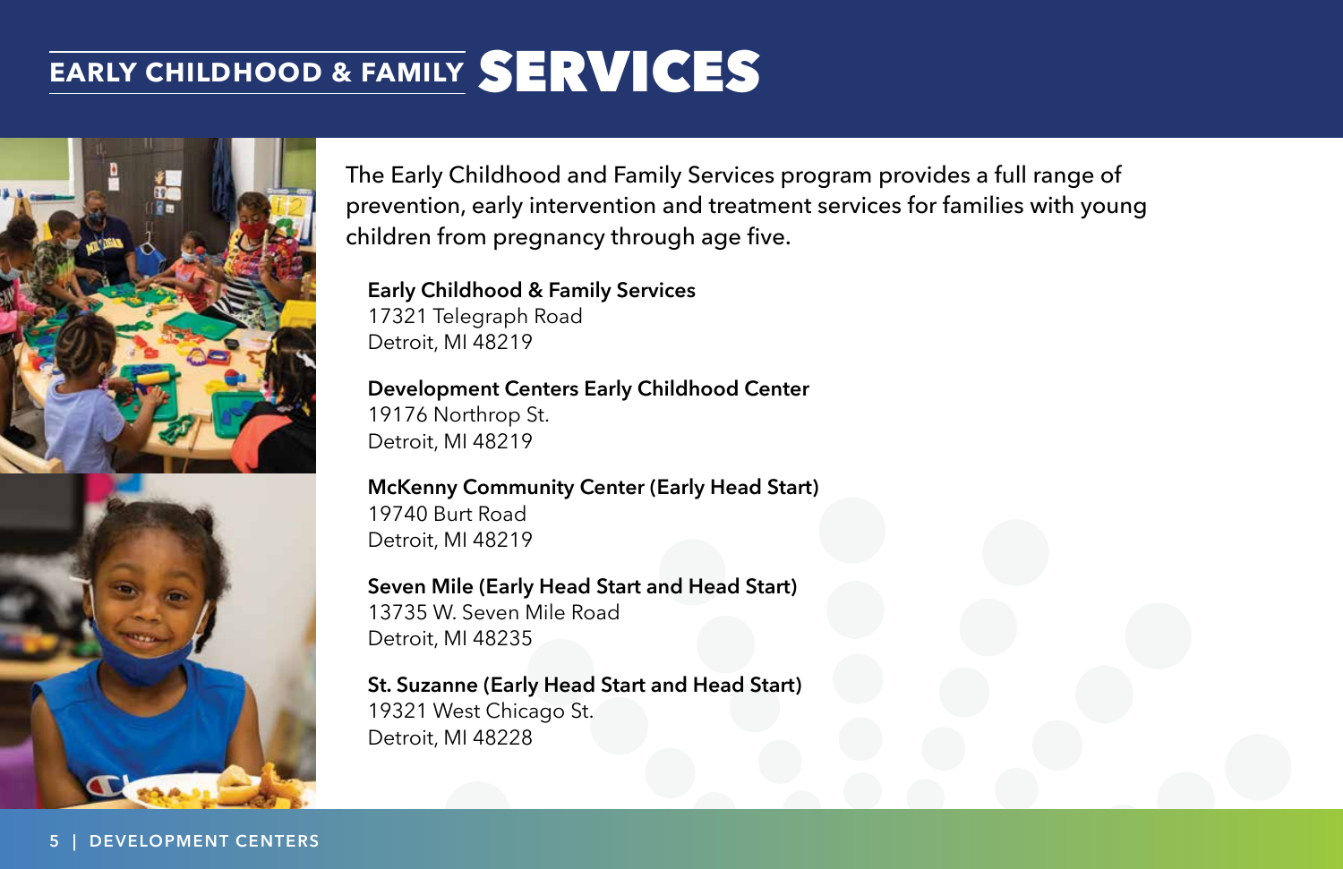# EARLY CHILDHOOD & FAMILY SERVICES

The Early Childhood and Family Services program provides a full range of prevention, early intervention and treatment services for families with young children from pregnancy through age five.

**Early Childhood & Family Services**
17321 Telegraph Road
Detroit, MI 48219

**Development Centers Early Childhood Center**
19176 Northrop St.
Detroit, MI 48219

**McKenny Community Center (Early Head Start)**
19740 Burt Road
Detroit, MI 48219

**Seven Mile (Early Head Start and Head Start)**
13735 W. Seven Mile Road
Detroit, MI 48235

**St. Suzanne (Early Head Start and Head Start)**
19321 West Chicago St.
Detroit, MI 48228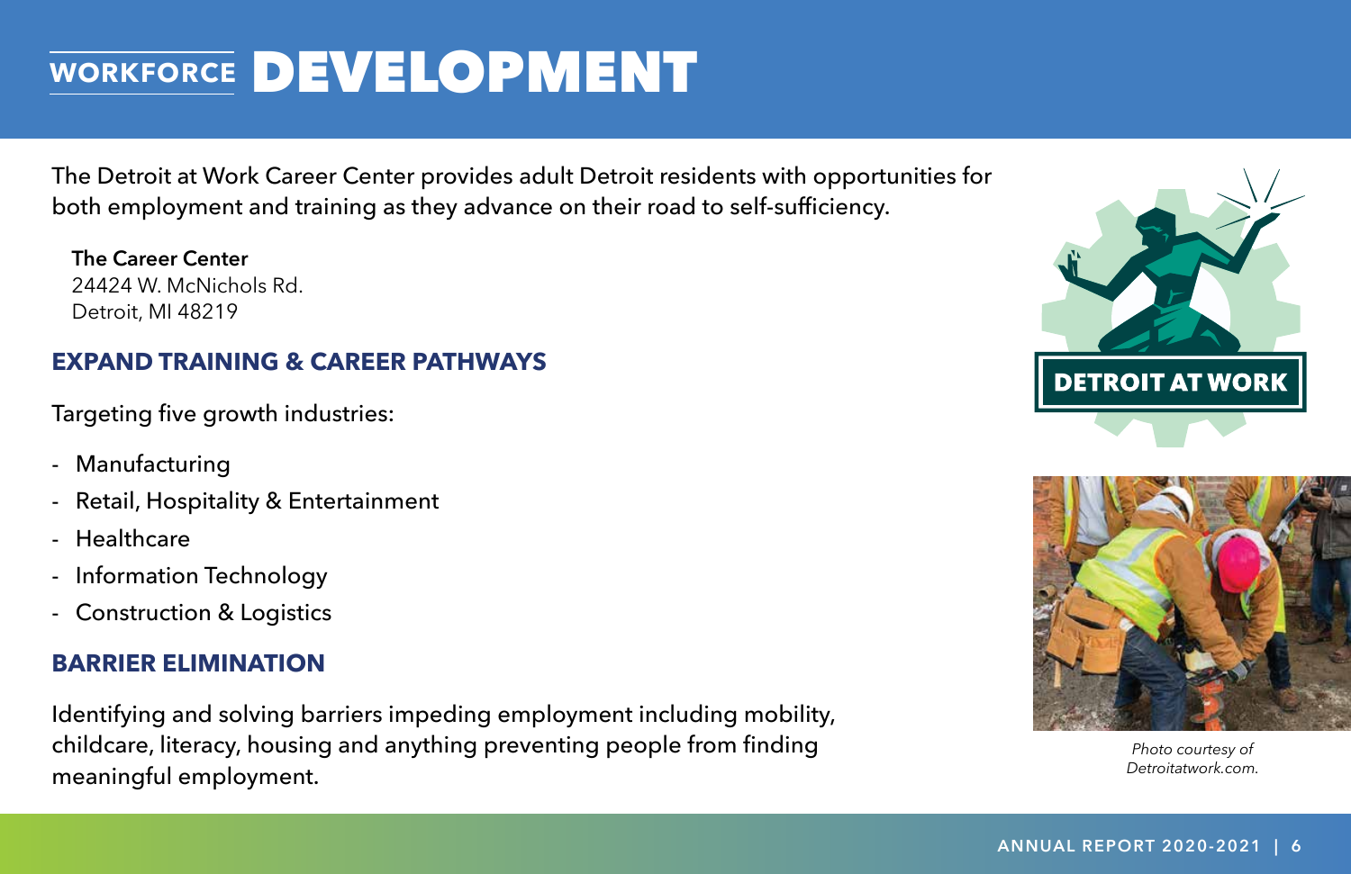# WORKFORCE DEVELOPMENT

The Detroit at Work Career Center provides adult Detroit residents with opportunities for both employment and training as they advance on their road to self-sufficiency.

**The Career Center**
24424 W. McNichols Rd.
Detroit, MI 48219

## EXPAND TRAINING & CAREER PATHWAYS

Targeting five growth industries:

- Manufacturing
- Retail, Hospitality & Entertainment
- Healthcare
- Information Technology
- Construction & Logistics

## BARRIER ELIMINATION

Identifying and solving barriers impeding employment including mobility, childcare, literacy, housing and anything preventing people from finding meaningful employment.

*Photo courtesy of Detroitatwork.com.*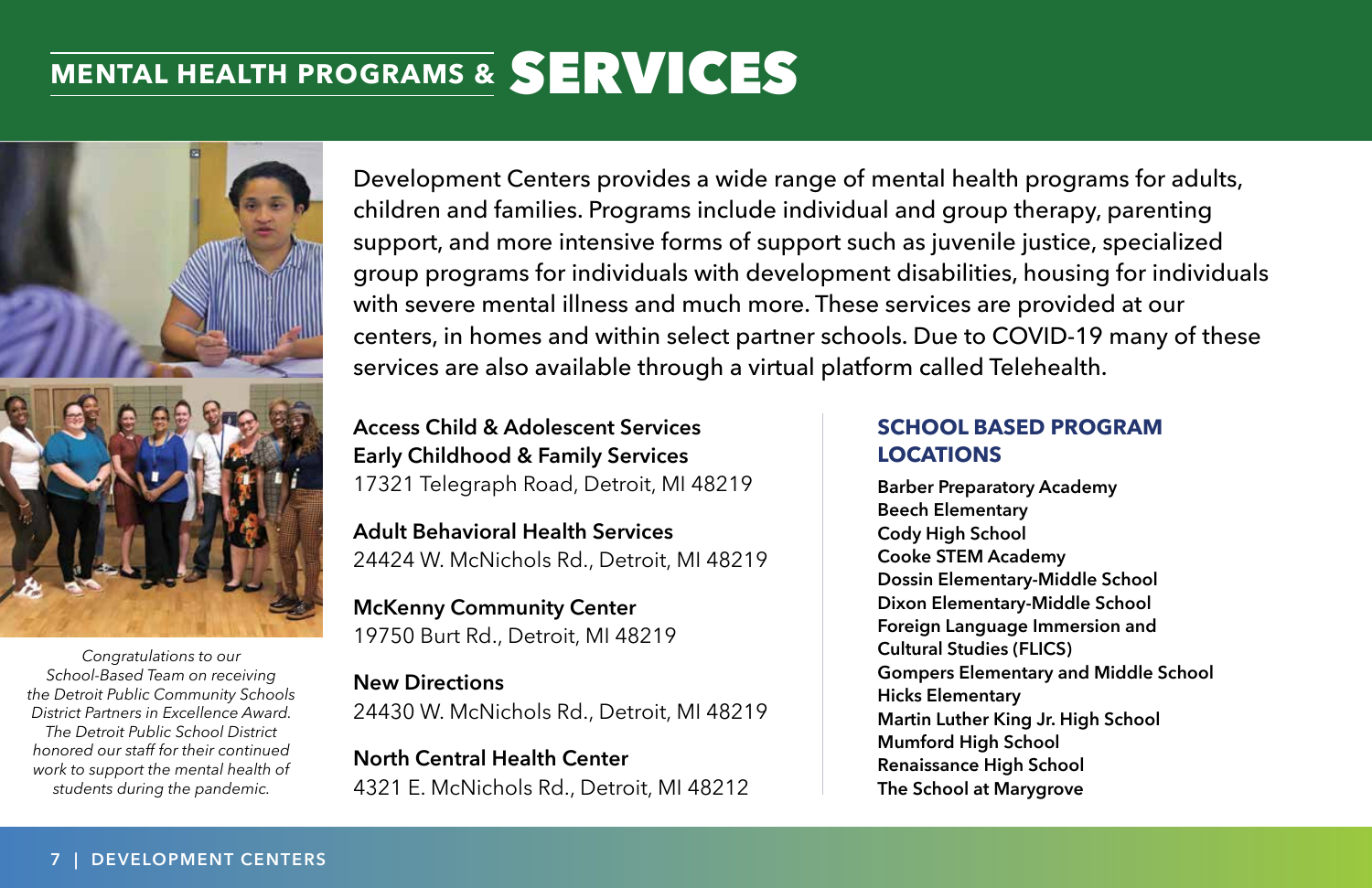# MENTAL HEALTH PROGRAMS & SERVICES

*Congratulations to our School-Based Team on receiving the Detroit Public Community Schools District Partners in Excellence Award. The Detroit Public School District honored our staff for their continued work to support the mental health of students during the pandemic.*

Development Centers provides a wide range of mental health programs for adults, children and families. Programs include individual and group therapy, parenting support, and more intensive forms of support such as juvenile justice, specialized group programs for individuals with development disabilities, housing for individuals with severe mental illness and much more. These services are provided at our centers, in homes and within select partner schools. Due to COVID-19 many of these services are also available through a virtual platform called Telehealth.

**Access Child & Adolescent Services**
**Early Childhood & Family Services**
17321 Telegraph Road, Detroit, MI 48219

**Adult Behavioral Health Services**
24424 W. McNichols Rd., Detroit, MI 48219

**McKenny Community Center**
19750 Burt Rd., Detroit, MI 48219

**New Directions**
24430 W. McNichols Rd., Detroit, MI 48219

**North Central Health Center**
4321 E. McNichols Rd., Detroit, MI 48212

## SCHOOL BASED PROGRAM LOCATIONS

**Barber Preparatory Academy**
**Beech Elementary**
**Cody High School**
**Cooke STEM Academy**
**Dossin Elementary-Middle School**
**Dixon Elementary-Middle School**
**Foreign Language Immersion and Cultural Studies (FLICS)**
**Gompers Elementary and Middle School**
**Hicks Elementary**
**Martin Luther King Jr. High School**
**Mumford High School**
**Renaissance High School**
**The School at Marygrove**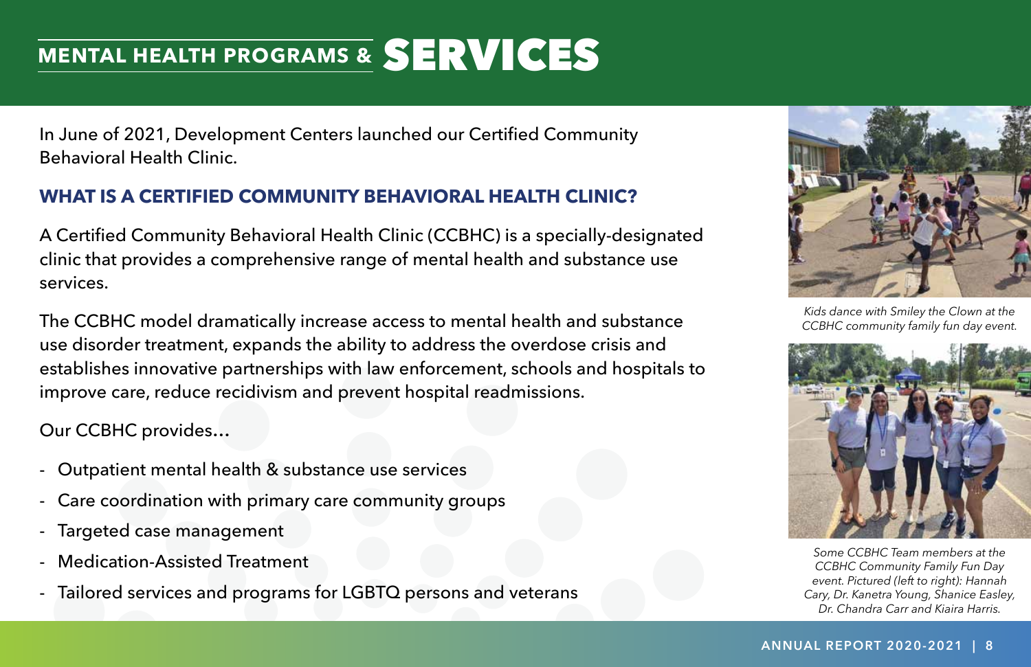# MENTAL HEALTH PROGRAMS & SERVICES

In June of 2021, Development Centers launched our Certified Community Behavioral Health Clinic.

## WHAT IS A CERTIFIED COMMUNITY BEHAVIORAL HEALTH CLINIC?

A Certified Community Behavioral Health Clinic (CCBHC) is a specially-designated clinic that provides a comprehensive range of mental health and substance use services.

The CCBHC model dramatically increase access to mental health and substance use disorder treatment, expands the ability to address the overdose crisis and establishes innovative partnerships with law enforcement, schools and hospitals to improve care, reduce recidivism and prevent hospital readmissions.

Our CCBHC provides...

- Outpatient mental health & substance use services
- Care coordination with primary care community groups
- Targeted case management
- Medication-Assisted Treatment
- Tailored services and programs for LGBTQ persons and veterans

*Kids dance with Smiley the Clown at the CCBHC community family fun day event.*

*Some CCBHC Team members at the CCBHC Community Family Fun Day event. Pictured (left to right): Hannah Cary, Dr. Kanetra Young, Shanice Easley, Dr. Chandra Carr and Kiaira Harris.*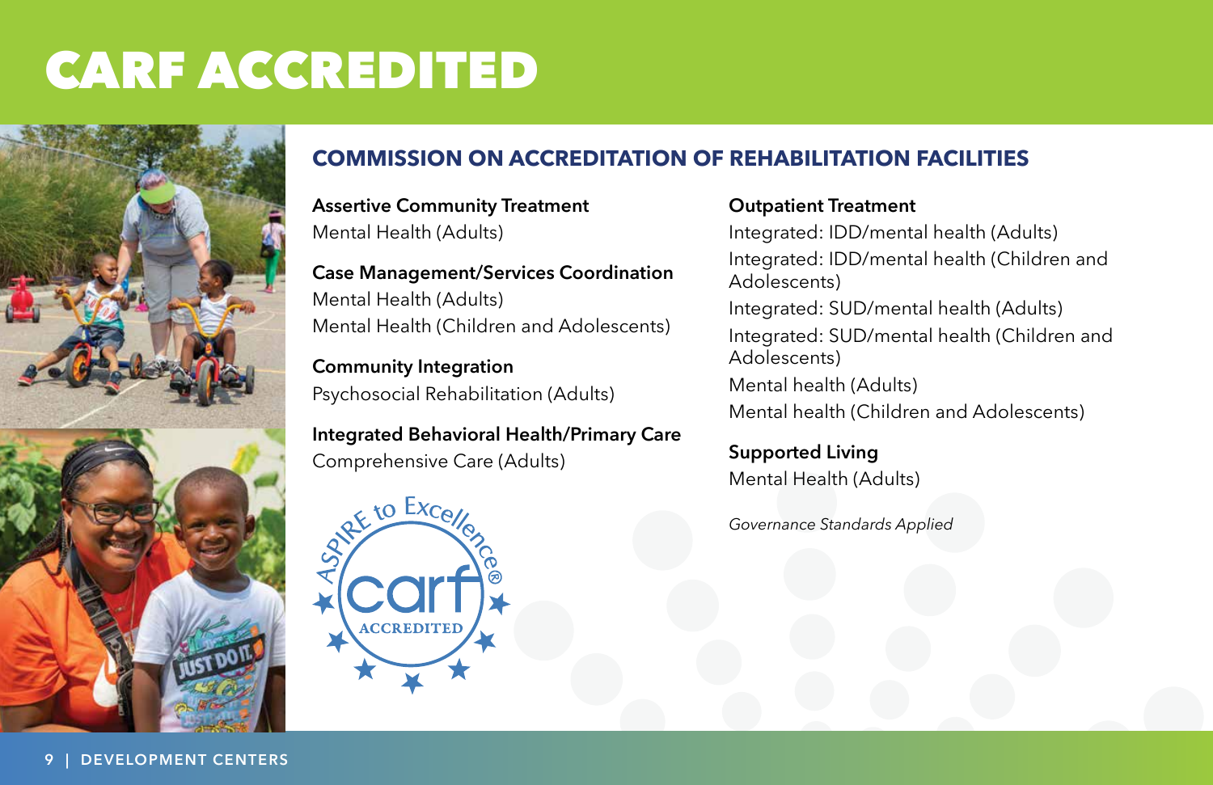# CARF ACCREDITED

## COMMISSION ON ACCREDITATION OF REHABILITATION FACILITIES

**Assertive Community Treatment**
Mental Health (Adults)

**Case Management/Services Coordination**
Mental Health (Adults)
Mental Health (Children and Adolescents)

**Community Integration**
Psychosocial Rehabilitation (Adults)

**Integrated Behavioral Health/Primary Care**
Comprehensive Care (Adults)

**Outpatient Treatment**
Integrated: IDD/mental health (Adults)
Integrated: IDD/mental health (Children and Adolescents)
Integrated: SUD/mental health (Adults)
Integrated: SUD/mental health (Children and Adolescents)
Mental health (Adults)
Mental health (Children and Adolescents)

**Supported Living**
Mental Health (Adults)

*Governance Standards Applied*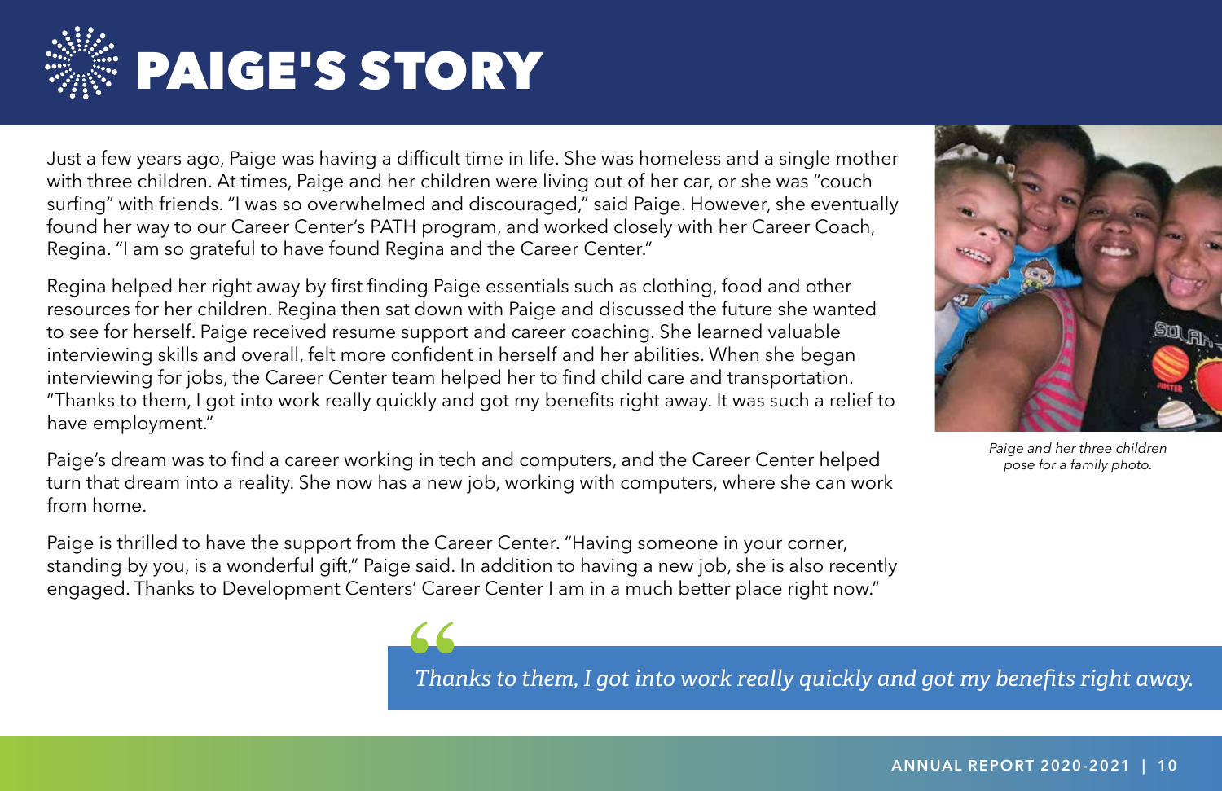# PAIGE'S STORY

Just a few years ago, Paige was having a difficult time in life. She was homeless and a single mother with three children. At times, Paige and her children were living out of her car, or she was "couch surfing" with friends. "I was so overwhelmed and discouraged," said Paige. However, she eventually found her way to our Career Center's PATH program, and worked closely with her Career Coach, Regina. "I am so grateful to have found Regina and the Career Center."

Regina helped her right away by first finding Paige essentials such as clothing, food and other resources for her children. Regina then sat down with Paige and discussed the future she wanted to see for herself. Paige received resume support and career coaching. She learned valuable interviewing skills and overall, felt more confident in herself and her abilities. When she began interviewing for jobs, the Career Center team helped her to find child care and transportation. "Thanks to them, I got into work really quickly and got my benefits right away. It was such a relief to have employment."

Paige's dream was to find a career working in tech and computers, and the Career Center helped turn that dream into a reality. She now has a new job, working with computers, where she can work from home.

Paige is thrilled to have the support from the Career Center. "Having someone in your corner, standing by you, is a wonderful gift," Paige said. In addition to having a new job, she is also recently engaged. Thanks to Development Centers' Career Center I am in a much better place right now."

*Paige and her three children pose for a family photo.*

> *Thanks to them, I got into work really quickly and got my benefits right away.*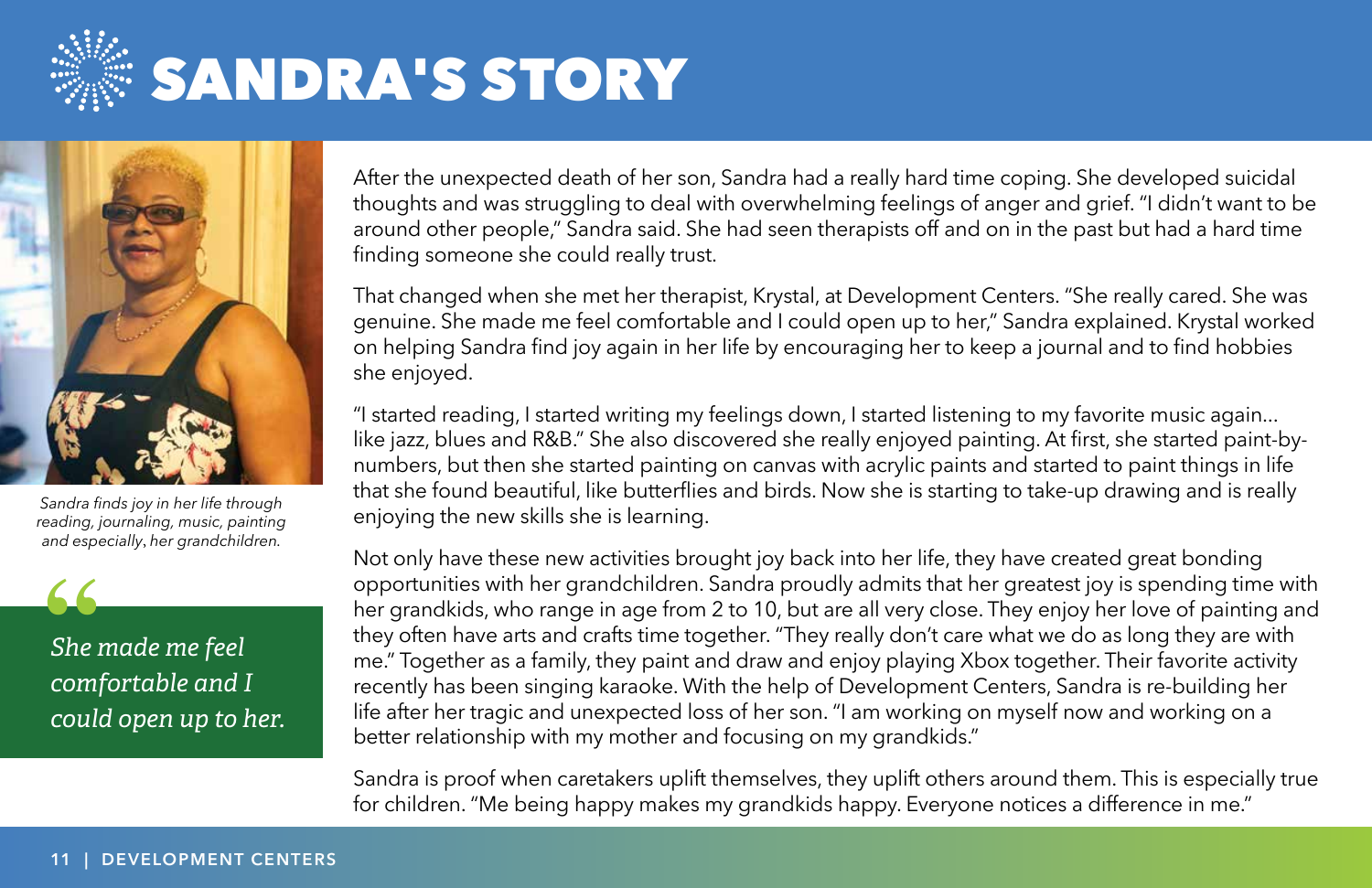# SANDRA'S STORY

Sandra finds joy in her life through reading, journaling, music, painting and especially, her grandchildren.

> *She made me feel comfortable and I could open up to her.*

After the unexpected death of her son, Sandra had a really hard time coping. She developed suicidal thoughts and was struggling to deal with overwhelming feelings of anger and grief. "I didn't want to be around other people," Sandra said. She had seen therapists off and on in the past but had a hard time finding someone she could really trust.

That changed when she met her therapist, Krystal, at Development Centers. "She really cared. She was genuine. She made me feel comfortable and I could open up to her," Sandra explained. Krystal worked on helping Sandra find joy again in her life by encouraging her to keep a journal and to find hobbies she enjoyed.

"I started reading, I started writing my feelings down, I started listening to my favorite music again... like jazz, blues and R&B." She also discovered she really enjoyed painting. At first, she started paint-by-numbers, but then she started painting on canvas with acrylic paints and started to paint things in life that she found beautiful, like butterflies and birds. Now she is starting to take-up drawing and is really enjoying the new skills she is learning.

Not only have these new activities brought joy back into her life, they have created great bonding opportunities with her grandchildren. Sandra proudly admits that her greatest joy is spending time with her grandkids, who range in age from 2 to 10, but are all very close. They enjoy her love of painting and they often have arts and crafts time together. "They really don't care what we do as long they are with me." Together as a family, they paint and draw and enjoy playing Xbox together. Their favorite activity recently has been singing karaoke. With the help of Development Centers, Sandra is re-building her life after her tragic and unexpected loss of her son. "I am working on myself now and working on a better relationship with my mother and focusing on my grandkids."

Sandra is proof when caretakers uplift themselves, they uplift others around them. This is especially true for children. "Me being happy makes my grandkids happy. Everyone notices a difference in me."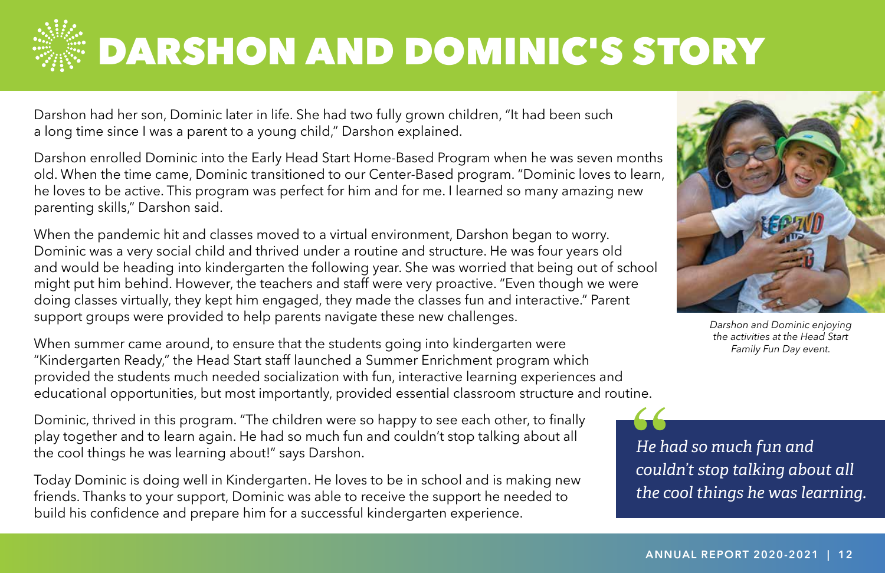# DARSHON AND DOMINIC'S STORY

Darshon had her son, Dominic later in life. She had two fully grown children, "It had been such a long time since I was a parent to a young child," Darshon explained.

Darshon enrolled Dominic into the Early Head Start Home-Based Program when he was seven months old. When the time came, Dominic transitioned to our Center-Based program. "Dominic loves to learn, he loves to be active. This program was perfect for him and for me. I learned so many amazing new parenting skills," Darshon said.

When the pandemic hit and classes moved to a virtual environment, Darshon began to worry. Dominic was a very social child and thrived under a routine and structure. He was four years old and would be heading into kindergarten the following year. She was worried that being out of school might put him behind. However, the teachers and staff were very proactive. "Even though we were doing classes virtually, they kept him engaged, they made the classes fun and interactive." Parent support groups were provided to help parents navigate these new challenges.

When summer came around, to ensure that the students going into kindergarten were "Kindergarten Ready," the Head Start staff launched a Summer Enrichment program which provided the students much needed socialization with fun, interactive learning experiences and educational opportunities, but most importantly, provided essential classroom structure and routine.

Dominic, thrived in this program. "The children were so happy to see each other, to finally play together and to learn again. He had so much fun and couldn't stop talking about all the cool things he was learning about!" says Darshon.

Today Dominic is doing well in Kindergarten. He loves to be in school and is making new friends. Thanks to your support, Dominic was able to receive the support he needed to build his confidence and prepare him for a successful kindergarten experience.

*Darshon and Dominic enjoying the activities at the Head Start Family Fun Day event.*

> *"He had so much fun and couldn't stop talking about all the cool things he was learning.*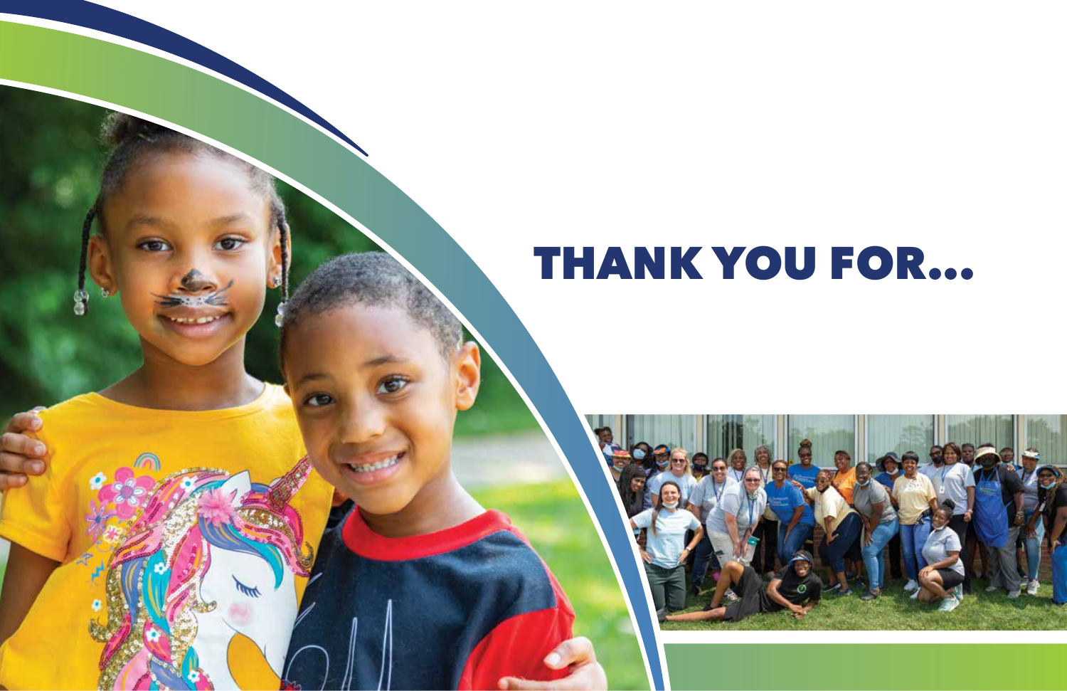# THANK YOU FOR...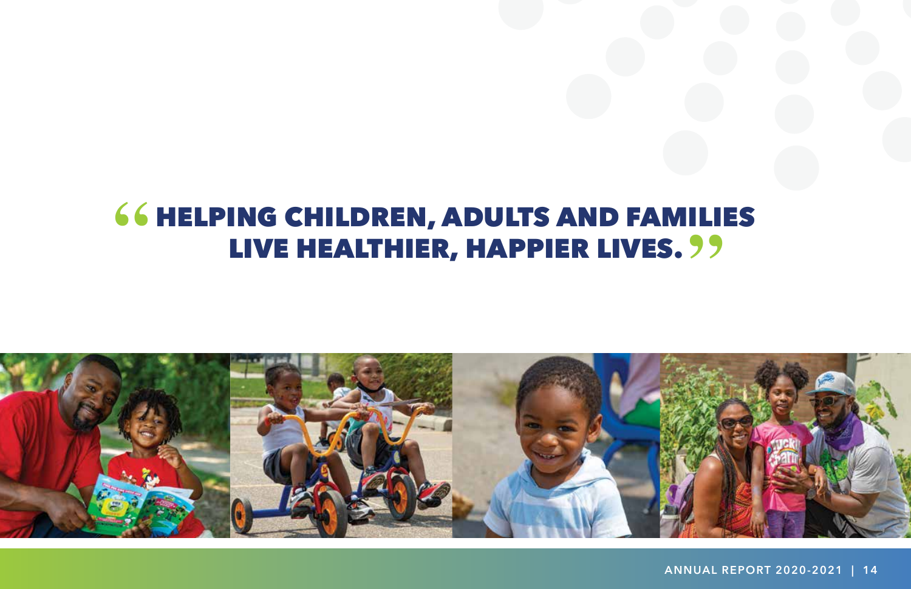"HELPING CHILDREN, ADULTS AND FAMILIES LIVE HEALTHIER, HAPPIER LIVES."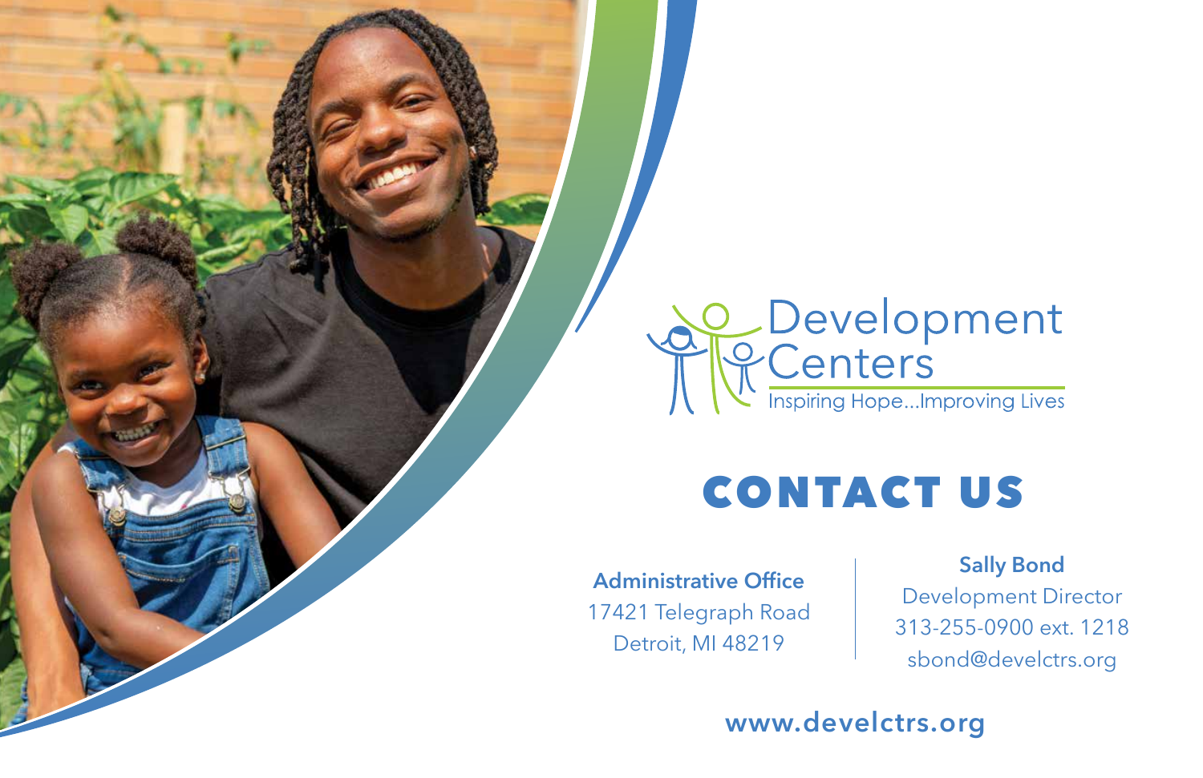Development Centers

Inspiring Hope...Improving Lives

# CONTACT US

**Administrative Office**
17421 Telegraph Road
Detroit, MI 48219

**Sally Bond**
Development Director
313-255-0900 ext. 1218
sbond@develctrs.org

**www.develctrs.org**